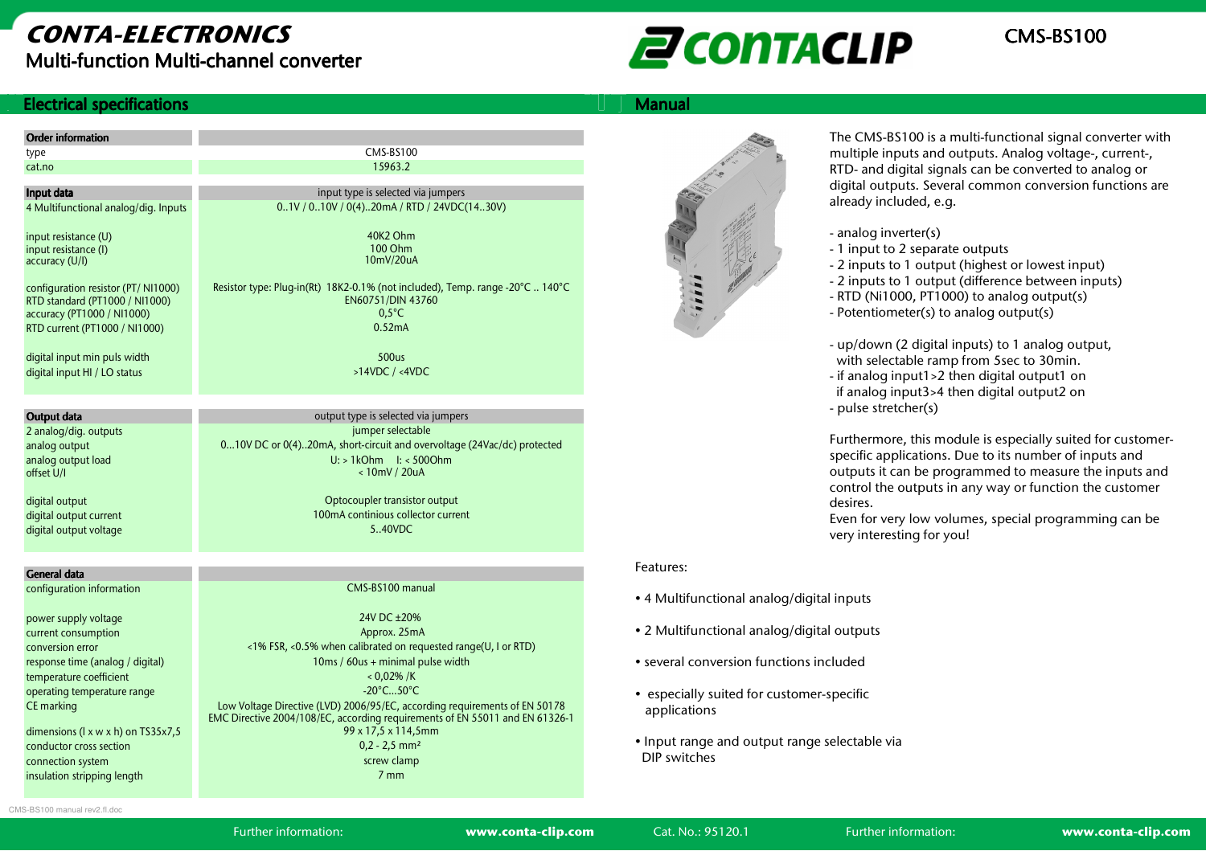# CONTA-ELECTRONICS

## Multi-function Multi-channel converter

CMS-BS100

## Electrical specifications

| Order information | |
|---|---|
| type | CMS-BS100 |
| cat.no | 15963.2 |

| Input data | input type is selected via jumpers |
|---|---|
| 4 Multifunctional analog/dig. Inputs | 0..1V / 0..10V / 0(4)..20mA / RTD / 24VDC(14..30V) |
| input resistance (U) | 40K2 Ohm |
| input resistance (I) | 100 Ohm |
| accuracy (U/I) | 10mV/20uA |
| configuration resistor (PT/ NI1000) | Resistor type: Plug-in(Rt) 18K2-0.1% (not included), Temp. range -20°C .. 140°C |
| RTD standard (PT1000 / NI1000) | EN60751/DIN 43760 |
| accuracy (PT1000 / NI1000) | 0,5°C |
| RTD current (PT1000 / NI1000) | 0.52mA |
| digital input min puls width | 500us |
| digital input HI / LO status | >14VDC / <4VDC |

| Output data | output type is selected via jumpers |
|---|---|
| 2 analog/dig. outputs | jumper selectable |
| analog output | 0...10V DC or 0(4)..20mA, short-circuit and overvoltage (24Vac/dc) protected |
| analog output load | U: > 1kOhm I: < 500Ohm |
| offset U/I | < 10mV / 20uA |
| digital output | Optocoupler transistor output |
| digital output current | 100mA continious collector current |
| digital output voltage | 5..40VDC |

| General data | |
|---|---|
| configuration information | CMS-BS100 manual |
| power supply voltage | 24V DC ±20% |
| current consumption | Approx. 25mA |
| conversion error | <1% FSR, <0.5% when calibrated on requested range(U, I or RTD) |
| response time (analog / digital) | 10ms / 60us + minimal pulse width |
| temperature coefficient | < 0,02% /K |
| operating temperature range | -20°C...50°C |
| CE marking | Low Voltage Directive (LVD) 2006/95/EC, according requirements of EN 50178<br>EMC Directive 2004/108/EC, according requirements of EN 55011 and EN 61326-1 |
| dimensions (l x w x h) on TS35x7,5 | 99 x 17,5 x 114,5mm |
| conductor cross section | 0,2 - 2,5 mm² |
| connection system | screw clamp |
| insulation stripping length | 7 mm |

CMS-BS100 manual rev2.fl.doc

## Manual

The CMS-BS100 is a multi-functional signal converter with multiple inputs and outputs. Analog voltage-, current-, RTD- and digital signals can be converted to analog or digital outputs. Several common conversion functions are already included, e.g.

- analog inverter(s)
- 1 input to 2 separate outputs
- 2 inputs to 1 output (highest or lowest input)
- 2 inputs to 1 output (difference between inputs)
- RTD (Ni1000, PT1000) to analog output(s)
- Potentiometer(s) to analog output(s)

- up/down (2 digital inputs) to 1 analog output, with selectable ramp from 5sec to 30min.
- if analog input1>2 then digital output1 on if analog input3>4 then digital output2 on
- pulse stretcher(s)

Furthermore, this module is especially suited for customer-specific applications. Due to its number of inputs and outputs it can be programmed to measure the inputs and control the outputs in any way or function the customer desires.
Even for very low volumes, special programming can be very interesting for you!

Features:

- 4 Multifunctional analog/digital inputs
- 2 Multifunctional analog/digital outputs
- several conversion functions included
- especially suited for customer-specific applications
- Input range and output range selectable via DIP switches

Further information: www.conta-clip.com Cat. No.: 95120.1 Further information: www.conta-clip.com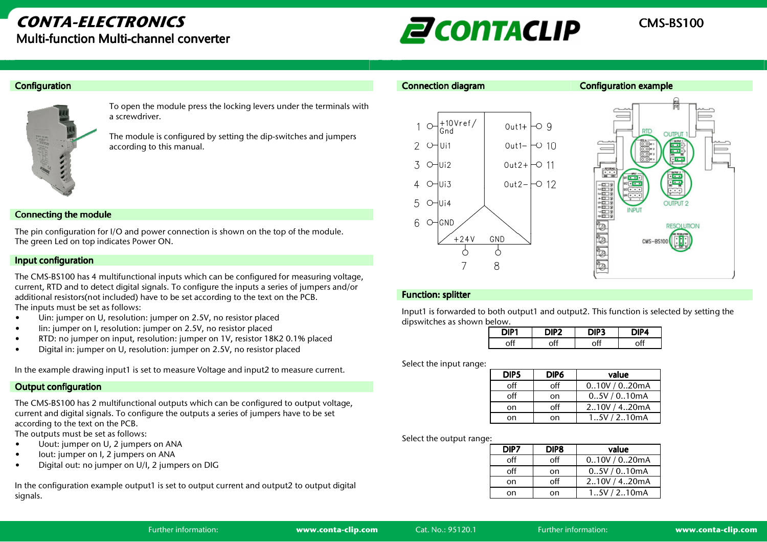# CONTA-ELECTRONICS

## Multi-function Multi-channel converter

CMS-BS100

## Configuration

To open the module press the locking levers under the terminals with a screwdriver.

The module is configured by setting the dip-switches and jumpers according to this manual.

## Connecting the module

The pin configuration for I/O and power connection is shown on the top of the module.
The green Led on top indicates Power ON.

## Input configuration

The CMS-BS100 has 4 multifunctional inputs which can be configured for measuring voltage, current, RTD and to detect digital signals. To configure the inputs a series of jumpers and/or additional resistors(not included) have to be set according to the text on the PCB.
The inputs must be set as follows:

- Uin: jumper on U, resolution: jumper on 2.5V, no resistor placed
- Iin: jumper on I, resolution: jumper on 2.5V, no resistor placed
- RTD: no jumper on input, resolution: jumper on 1V, resistor 18K2 0.1% placed
- Digital in: jumper on U, resolution: jumper on 2.5V, no resistor placed

In the example drawing input1 is set to measure Voltage and input2 to measure current.

## Output configuration

The CMS-BS100 has 2 multifunctional outputs which can be configured to output voltage, current and digital signals. To configure the outputs a series of jumpers have to be set according to the text on the PCB.
The outputs must be set as follows:

- Uout: jumper on U, 2 jumpers on ANA
- Iout: jumper on I, 2 jumpers on ANA
- Digital out: no jumper on U/I, 2 jumpers on DIG

In the configuration example output1 is set to output current and output2 to output digital signals.

## Connection diagram

| Pin | Terminal | Terminal | Pin |
|---|---|---|---|
| 1 | +10Vref / Gnd | Out1+ | 9 |
| 2 | Ui1 | Out1− | 10 |
| 3 | Ui2 | Out2+ | 11 |
| 4 | Ui3 | Out2− | 12 |
| 5 | Ui4 | | |
| 6 | GND | | |
| 7 | +24V | GND | 8 |

## Configuration example

RTD, OUTPUT 1, INPUT, OUTPUT 2, RESOLUTION, CMS-BS100

## Function: splitter

Input1 is forwarded to both output1 and output2. This function is selected by setting the dipswitches as shown below.

| DIP1 | DIP2 | DIP3 | DIP4 |
|---|---|---|---|
| off | off | off | off |

Select the input range:

| DIP5 | DIP6 | value |
|---|---|---|
| off | off | 0..10V / 0..20mA |
| off | on | 0..5V / 0..10mA |
| on | off | 2..10V / 4..20mA |
| on | on | 1..5V / 2..10mA |

Select the output range:

| DIP7 | DIP8 | value |
|---|---|---|
| off | off | 0..10V / 0..20mA |
| off | on | 0..5V / 0..10mA |
| on | off | 2..10V / 4..20mA |
| on | on | 1..5V / 2..10mA |

Further information: **www.conta-clip.com** Cat. No.: 95120.1 Further information: **www.conta-clip.com**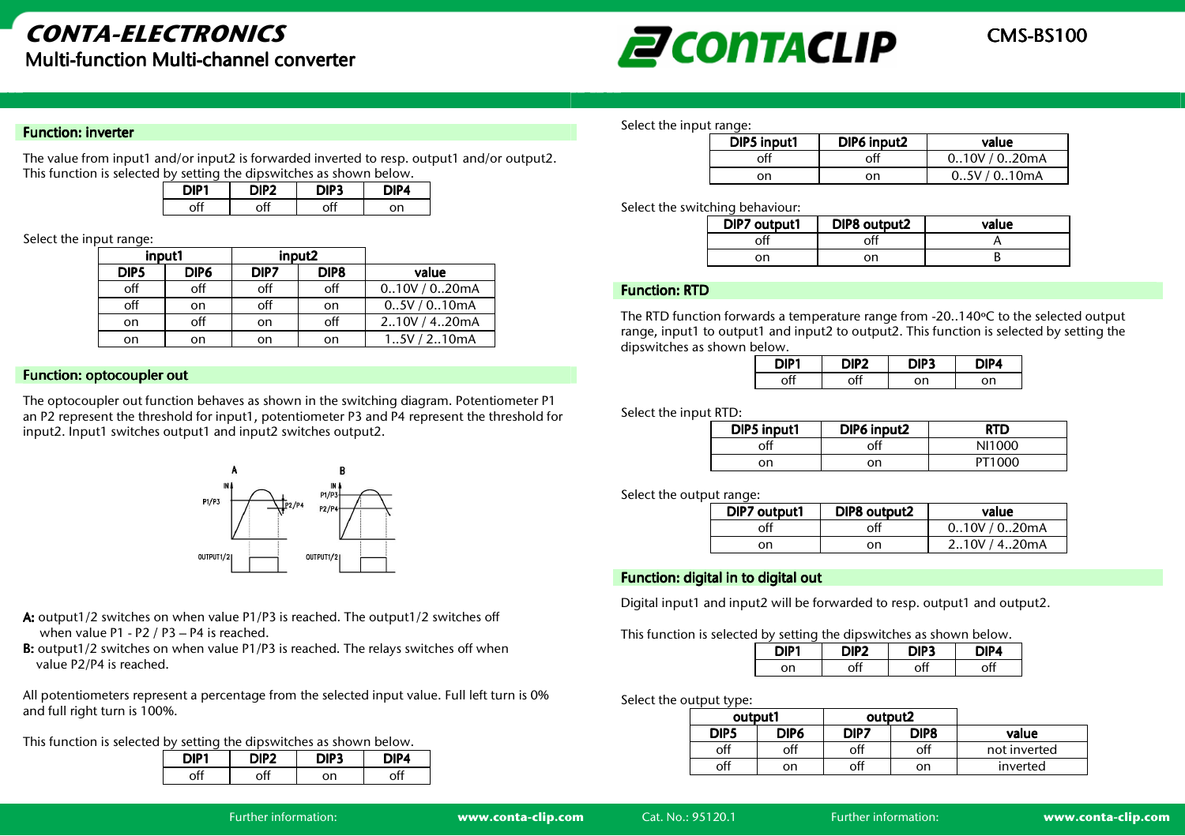## Function: inverter

The value from input1 and/or input2 is forwarded inverted to resp. output1 and/or output2. This function is selected by setting the dipswitches as shown below.

| DIP1 | DIP2 | DIP3 | DIP4 |
|---|---|---|---|
| off | off | off | on |

Select the input range:

| input1 | | input2 | | |
|---|---|---|---|---|
| DIP5 | DIP6 | DIP7 | DIP8 | value |
| off | off | off | off | 0..10V / 0..20mA |
| off | on | off | on | 0..5V / 0..10mA |
| on | off | on | off | 2..10V / 4..20mA |
| on | on | on | on | 1..5V / 2..10mA |

## Function: optocoupler out

The optocoupler out function behaves as shown in the switching diagram. Potentiometer P1 an P2 represent the threshold for input1, potentiometer P3 and P4 represent the threshold for input2. Input1 switches output1 and input2 switches output2.

**A:** output1/2 switches on when value P1/P3 is reached. The output1/2 switches off when value P1 - P2 / P3 – P4 is reached.
**B:** output1/2 switches on when value P1/P3 is reached. The relays switches off when value P2/P4 is reached.

All potentiometers represent a percentage from the selected input value. Full left turn is 0% and full right turn is 100%.

This function is selected by setting the dipswitches as shown below.

| DIP1 | DIP2 | DIP3 | DIP4 |
|---|---|---|---|
| off | off | on | off |

Select the input range:

| DIP5 input1 | DIP6 input2 | value |
|---|---|---|
| off | off | 0..10V / 0..20mA |
| on | on | 0..5V / 0..10mA |

Select the switching behaviour:

| DIP7 output1 | DIP8 output2 | value |
|---|---|---|
| off | off | A |
| on | on | B |

## Function: RTD

The RTD function forwards a temperature range from -20..140ºC to the selected output range, input1 to output1 and input2 to output2. This function is selected by setting the dipswitches as shown below.

| DIP1 | DIP2 | DIP3 | DIP4 |
|---|---|---|---|
| off | off | on | on |

Select the input RTD:

| DIP5 input1 | DIP6 input2 | RTD |
|---|---|---|
| off | off | NI1000 |
| on | on | PT1000 |

Select the output range:

| DIP7 output1 | DIP8 output2 | value |
|---|---|---|
| off | off | 0..10V / 0..20mA |
| on | on | 2..10V / 4..20mA |

## Function: digital in to digital out

Digital input1 and input2 will be forwarded to resp. output1 and output2.

This function is selected by setting the dipswitches as shown below.

| DIP1 | DIP2 | DIP3 | DIP4 |
|---|---|---|---|
| on | off | off | off |

Select the output type:

| output1 | | output2 | | |
|---|---|---|---|---|
| DIP5 | DIP6 | DIP7 | DIP8 | value |
| off | off | off | off | not inverted |
| off | on | off | on | inverted |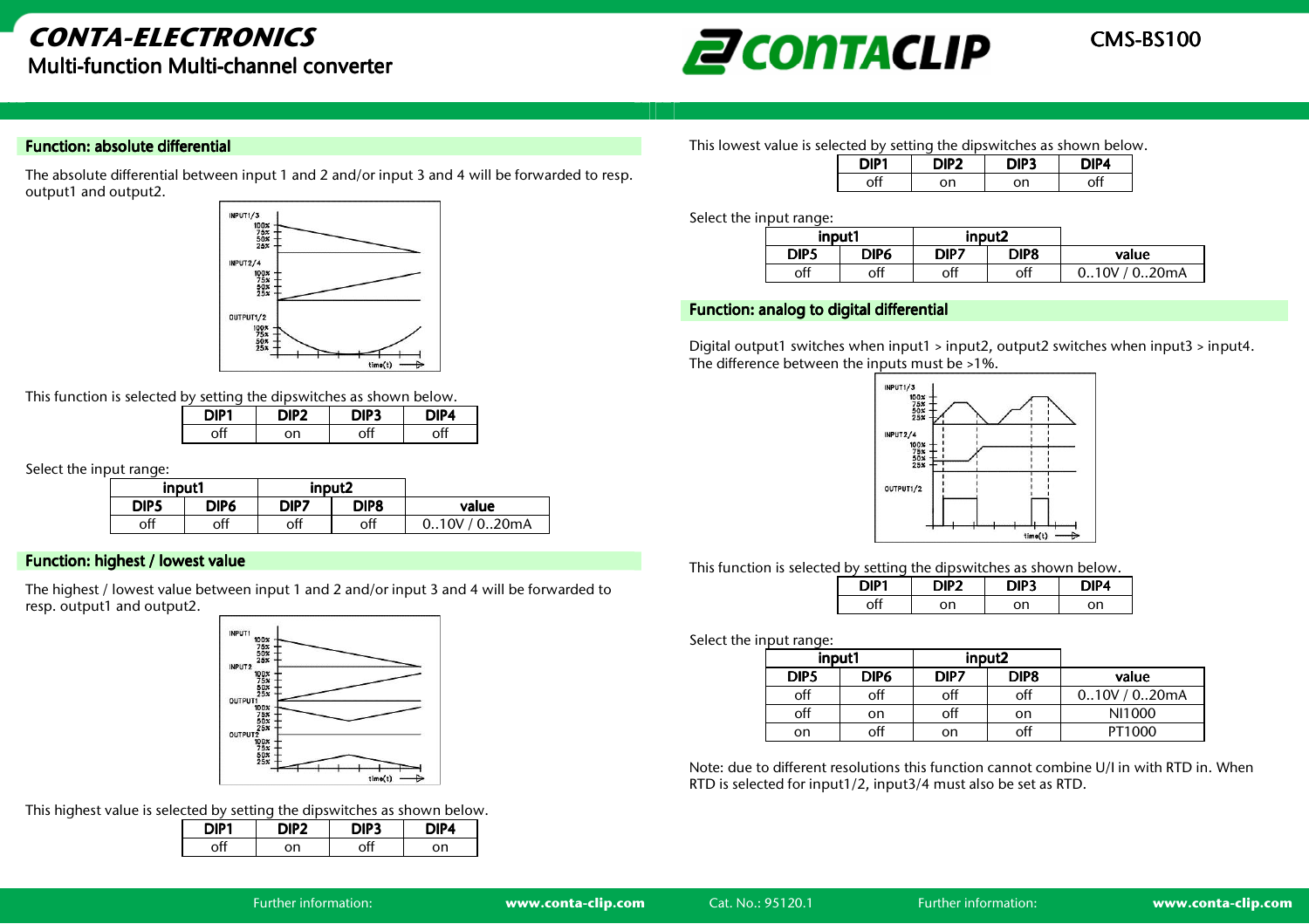## Function: absolute differential

The absolute differential between input 1 and 2 and/or input 3 and 4 will be forwarded to resp. output1 and output2.

This function is selected by setting the dipswitches as shown below.

| DIP1 | DIP2 | DIP3 | DIP4 |
|---|---|---|---|
| off | on | off | off |

Select the input range:

| input1 | | input2 | | |
|---|---|---|---|---|
| DIP5 | DIP6 | DIP7 | DIP8 | value |
| off | off | off | off | 0..10V / 0..20mA |

## Function: highest / lowest value

The highest / lowest value between input 1 and 2 and/or input 3 and 4 will be forwarded to resp. output1 and output2.

This highest value is selected by setting the dipswitches as shown below.

| DIP1 | DIP2 | DIP3 | DIP4 |
|---|---|---|---|
| off | on | off | on |

This lowest value is selected by setting the dipswitches as shown below.

| DIP1 | DIP2 | DIP3 | DIP4 |
|---|---|---|---|
| off | on | on | off |

Select the input range:

| input1 | | input2 | | |
|---|---|---|---|---|
| DIP5 | DIP6 | DIP7 | DIP8 | value |
| off | off | off | off | 0..10V / 0..20mA |

## Function: analog to digital differential

Digital output1 switches when input1 > input2, output2 switches when input3 > input4. The difference between the inputs must be >1%.

This function is selected by setting the dipswitches as shown below.

| DIP1 | DIP2 | DIP3 | DIP4 |
|---|---|---|---|
| off | on | on | on |

Select the input range:

| input1 | | input2 | | |
|---|---|---|---|---|
| DIP5 | DIP6 | DIP7 | DIP8 | value |
| off | off | off | off | 0..10V / 0..20mA |
| off | on | off | on | NI1000 |
| on | off | on | off | PT1000 |

Note: due to different resolutions this function cannot combine U/I in with RTD in. When RTD is selected for input1/2, input3/4 must also be set as RTD.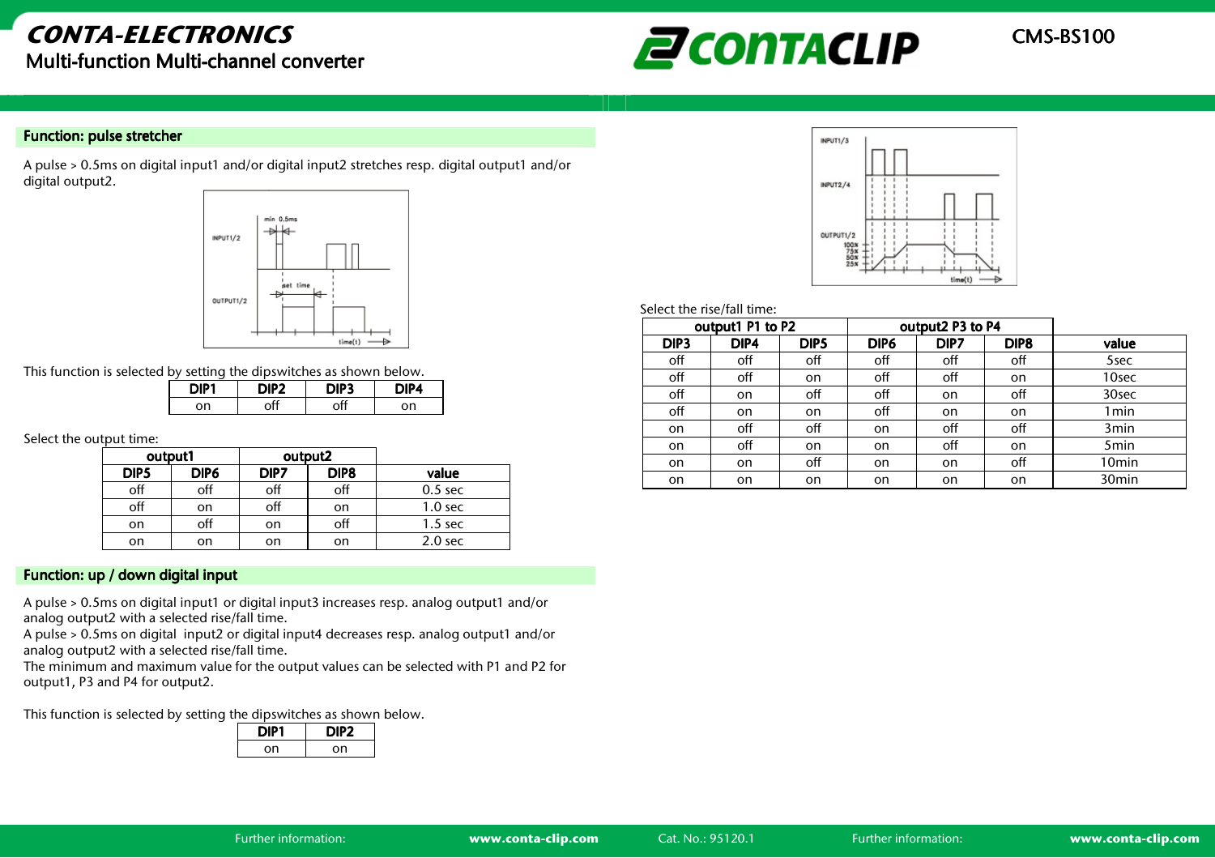## Function: pulse stretcher

A pulse > 0.5ms on digital input1 and/or digital input2 stretches resp. digital output1 and/or digital output2.

min 0.5ms
INPUT1/2
set time
OUTPUT1/2
time(t)

This function is selected by setting the dipswitches as shown below.

| DIP1 | DIP2 | DIP3 | DIP4 |
|---|---|---|---|
| on | off | off | on |

Select the output time:

| output1 | | output2 | | |
|---|---|---|---|---|
| DIP5 | DIP6 | DIP7 | DIP8 | value |
| off | off | off | off | 0.5 sec |
| off | on | off | on | 1.0 sec |
| on | off | on | off | 1.5 sec |
| on | on | on | on | 2.0 sec |

## Function: up / down digital input

A pulse > 0.5ms on digital input1 or digital input3 increases resp. analog output1 and/or analog output2 with a selected rise/fall time.
A pulse > 0.5ms on digital input2 or digital input4 decreases resp. analog output1 and/or analog output2 with a selected rise/fall time.
The minimum and maximum value for the output values can be selected with P1 and P2 for output1, P3 and P4 for output2.

This function is selected by setting the dipswitches as shown below.

| DIP1 | DIP2 |
|---|---|
| on | on |

INPUT1/3
INPUT2/4
OUTPUT1/2
100%
75%
50%
25%
time(t)

Select the rise/fall time:

| output1 P1 to P2 | | | output2 P3 to P4 | | | |
|---|---|---|---|---|---|---|
| DIP3 | DIP4 | DIP5 | DIP6 | DIP7 | DIP8 | value |
| off | off | off | off | off | off | 5sec |
| off | off | on | off | off | on | 10sec |
| off | on | off | off | on | off | 30sec |
| off | on | on | off | on | on | 1min |
| on | off | off | on | off | off | 3min |
| on | off | on | on | off | on | 5min |
| on | on | off | on | on | off | 10min |
| on | on | on | on | on | on | 30min |